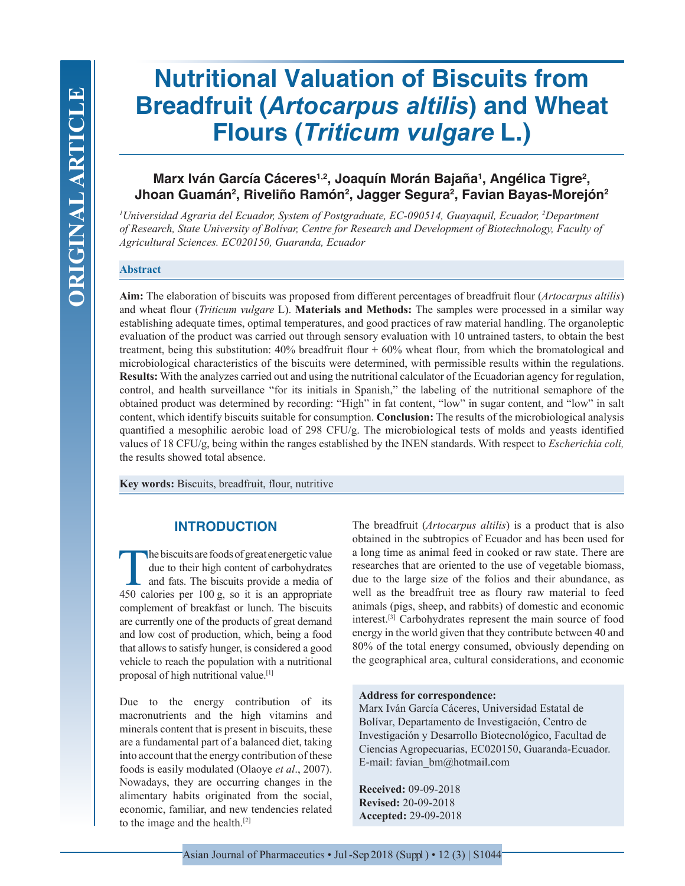# Nutritional Valuation of Biscuits from Breadfruit (*Artocarpus altilis*) and Wheat Flours (*Triticum vulgare* L.)

**Marx Iván García Cáceres[1,2], Joaquín Morán Bajaña[1], Angélica Tigre[2], Jhoan Guamán[2], Riveliño Ramón[2], Jagger Segura[2], Favian Bayas-Morejón[2]**

*[1]Universidad Agraria del Ecuador, System of Postgraduate, EC-090514, Guayaquil, Ecuador, [2]Department of Research, State University of Bolívar, Centre for Research and Development of Biotechnology, Faculty of Agricultural Sciences. EC020150, Guaranda, Ecuador*

### Abstract

**Aim:** The elaboration of biscuits was proposed from different percentages of breadfruit flour (*Artocarpus altilis*) and wheat flour (*Triticum vulgare* L). **Materials and Methods:** The samples were processed in a similar way establishing adequate times, optimal temperatures, and good practices of raw material handling. The organoleptic evaluation of the product was carried out through sensory evaluation with 10 untrained tasters, to obtain the best treatment, being this substitution: 40% breadfruit flour + 60% wheat flour, from which the bromatological and microbiological characteristics of the biscuits were determined, with permissible results within the regulations. **Results:** With the analyzes carried out and using the nutritional calculator of the Ecuadorian agency for regulation, control, and health surveillance "for its initials in Spanish," the labeling of the nutritional semaphore of the obtained product was determined by recording: "High" in fat content, "low" in sugar content, and "low" in salt content, which identify biscuits suitable for consumption. **Conclusion:** The results of the microbiological analysis quantified a mesophilic aerobic load of 298 CFU/g. The microbiological tests of molds and yeasts identified values of 18 CFU/g, being within the ranges established by the INEN standards. With respect to *Escherichia coli,* the results showed total absence.

**Key words:** Biscuits, breadfruit, flour, nutritive

## INTRODUCTION

The biscuits are foods of great energetic value due to their high content of carbohydrates and fats. The biscuits provide a media of 450 calories per 100 g, so it is an appropriate complement of breakfast or lunch. The biscuits are currently one of the products of great demand and low cost of production, which, being a food that allows to satisfy hunger, is considered a good vehicle to reach the population with a nutritional proposal of high nutritional value.[1]

Due to the energy contribution of its macronutrients and the high vitamins and minerals content that is present in biscuits, these are a fundamental part of a balanced diet, taking into account that the energy contribution of these foods is easily modulated (Olaoye *et al*., 2007). Nowadays, they are occurring changes in the alimentary habits originated from the social, economic, familiar, and new tendencies related to the image and the health.[2]

The breadfruit (*Artocarpus altilis*) is a product that is also obtained in the subtropics of Ecuador and has been used for a long time as animal feed in cooked or raw state. There are researches that are oriented to the use of vegetable biomass, due to the large size of the folios and their abundance, as well as the breadfruit tree as floury raw material to feed animals (pigs, sheep, and rabbits) of domestic and economic interest.[3] Carbohydrates represent the main source of food energy in the world given that they contribute between 40 and 80% of the total energy consumed, obviously depending on the geographical area, cultural considerations, and economic

**Address for correspondence:**
Marx Iván García Cáceres, Universidad Estatal de Bolívar, Departamento de Investigación, Centro de Investigación y Desarrollo Biotecnológico, Facultad de Ciencias Agropecuarias, EC020150, Guaranda-Ecuador. E-mail: favian_bm@hotmail.com

**Received:** 09-09-2018
**Revised:** 20-09-2018
**Accepted:** 29-09-2018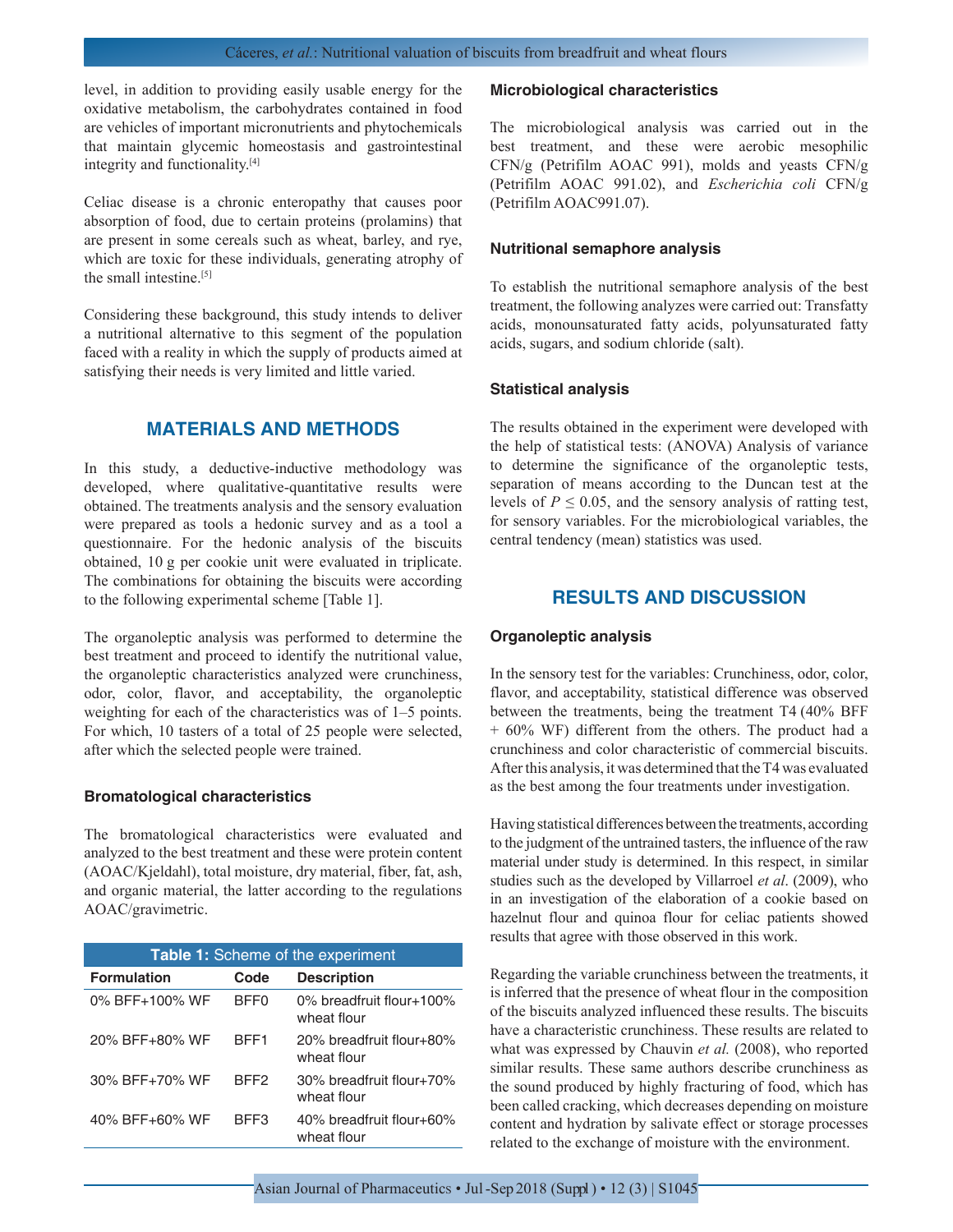level, in addition to providing easily usable energy for the oxidative metabolism, the carbohydrates contained in food are vehicles of important micronutrients and phytochemicals that maintain glycemic homeostasis and gastrointestinal integrity and functionality.[4]

Celiac disease is a chronic enteropathy that causes poor absorption of food, due to certain proteins (prolamins) that are present in some cereals such as wheat, barley, and rye, which are toxic for these individuals, generating atrophy of the small intestine.[5]

Considering these background, this study intends to deliver a nutritional alternative to this segment of the population faced with a reality in which the supply of products aimed at satisfying their needs is very limited and little varied.

## MATERIALS AND METHODS

In this study, a deductive-inductive methodology was developed, where qualitative-quantitative results were obtained. The treatments analysis and the sensory evaluation were prepared as tools a hedonic survey and as a tool a questionnaire. For the hedonic analysis of the biscuits obtained, 10 g per cookie unit were evaluated in triplicate. The combinations for obtaining the biscuits were according to the following experimental scheme [Table 1].

The organoleptic analysis was performed to determine the best treatment and proceed to identify the nutritional value, the organoleptic characteristics analyzed were crunchiness, odor, color, flavor, and acceptability, the organoleptic weighting for each of the characteristics was of 1–5 points. For which, 10 tasters of a total of 25 people were selected, after which the selected people were trained.

### Bromatological characteristics

The bromatological characteristics were evaluated and analyzed to the best treatment and these were protein content (AOAC/Kjeldahl), total moisture, dry material, fiber, fat, ash, and organic material, the latter according to the regulations AOAC/gravimetric.

**Table 1:** Scheme of the experiment

| Formulation | Code | Description |
|---|---|---|
| 0% BFF+100% WF | BFF0 | 0% breadfruit flour+100% wheat flour |
| 20% BFF+80% WF | BFF1 | 20% breadfruit flour+80% wheat flour |
| 30% BFF+70% WF | BFF2 | 30% breadfruit flour+70% wheat flour |
| 40% BFF+60% WF | BFF3 | 40% breadfruit flour+60% wheat flour |

### Microbiological characteristics

The microbiological analysis was carried out in the best treatment, and these were aerobic mesophilic CFN/g (Petrifilm AOAC 991), molds and yeasts CFN/g (Petrifilm AOAC 991.02), and *Escherichia coli* CFN/g (Petrifilm AOAC991.07).

### Nutritional semaphore analysis

To establish the nutritional semaphore analysis of the best treatment, the following analyzes were carried out: Transfatty acids, monounsaturated fatty acids, polyunsaturated fatty acids, sugars, and sodium chloride (salt).

### Statistical analysis

The results obtained in the experiment were developed with the help of statistical tests: (ANOVA) Analysis of variance to determine the significance of the organoleptic tests, separation of means according to the Duncan test at the levels of $P \leq 0.05$, and the sensory analysis of ratting test, for sensory variables. For the microbiological variables, the central tendency (mean) statistics was used.

## RESULTS AND DISCUSSION

### Organoleptic analysis

In the sensory test for the variables: Crunchiness, odor, color, flavor, and acceptability, statistical difference was observed between the treatments, being the treatment T4 (40% BFF + 60% WF) different from the others. The product had a crunchiness and color characteristic of commercial biscuits. After this analysis, it was determined that the T4 was evaluated as the best among the four treatments under investigation.

Having statistical differences between the treatments, according to the judgment of the untrained tasters, the influence of the raw material under study is determined. In this respect, in similar studies such as the developed by Villarroel *et al.* (2009), who in an investigation of the elaboration of a cookie based on hazelnut flour and quinoa flour for celiac patients showed results that agree with those observed in this work.

Regarding the variable crunchiness between the treatments, it is inferred that the presence of wheat flour in the composition of the biscuits analyzed influenced these results. The biscuits have a characteristic crunchiness. These results are related to what was expressed by Chauvin *et al.* (2008), who reported similar results. These same authors describe crunchiness as the sound produced by highly fracturing of food, which has been called cracking, which decreases depending on moisture content and hydration by salivate effect or storage processes related to the exchange of moisture with the environment.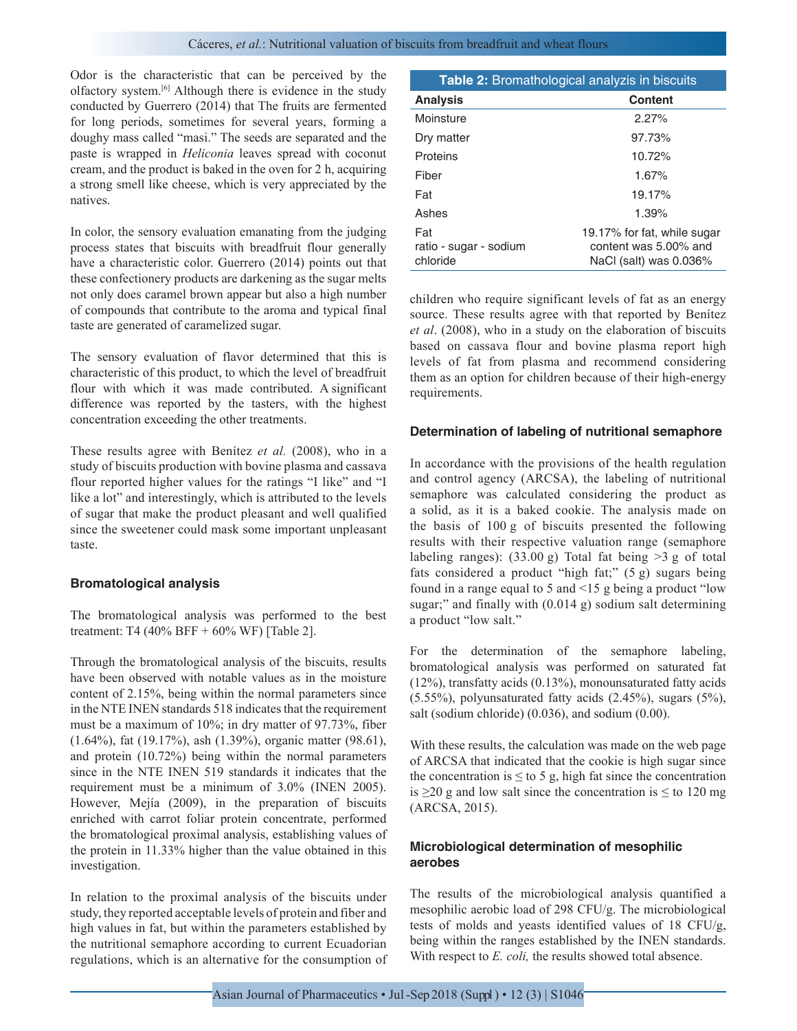Odor is the characteristic that can be perceived by the olfactory system.[6] Although there is evidence in the study conducted by Guerrero (2014) that The fruits are fermented for long periods, sometimes for several years, forming a doughy mass called "masi." The seeds are separated and the paste is wrapped in *Heliconia* leaves spread with coconut cream, and the product is baked in the oven for 2 h, acquiring a strong smell like cheese, which is very appreciated by the natives.

In color, the sensory evaluation emanating from the judging process states that biscuits with breadfruit flour generally have a characteristic color. Guerrero (2014) points out that these confectionery products are darkening as the sugar melts not only does caramel brown appear but also a high number of compounds that contribute to the aroma and typical final taste are generated of caramelized sugar.

The sensory evaluation of flavor determined that this is characteristic of this product, to which the level of breadfruit flour with which it was made contributed. A significant difference was reported by the tasters, with the highest concentration exceeding the other treatments.

These results agree with Benítez *et al.* (2008), who in a study of biscuits production with bovine plasma and cassava flour reported higher values for the ratings "I like" and "I like a lot" and interestingly, which is attributed to the levels of sugar that make the product pleasant and well qualified since the sweetener could mask some important unpleasant taste.

## Bromatological analysis

The bromatological analysis was performed to the best treatment: T4 (40% BFF + 60% WF) [Table 2].

Through the bromatological analysis of the biscuits, results have been observed with notable values as in the moisture content of 2.15%, being within the normal parameters since in the NTE INEN standards 518 indicates that the requirement must be a maximum of 10%; in dry matter of 97.73%, fiber (1.64%), fat (19.17%), ash (1.39%), organic matter (98.61), and protein (10.72%) being within the normal parameters since in the NTE INEN 519 standards it indicates that the requirement must be a minimum of 3.0% (INEN 2005). However, Mejía (2009), in the preparation of biscuits enriched with carrot foliar protein concentrate, performed the bromatological proximal analysis, establishing values of the protein in 11.33% higher than the value obtained in this investigation.

In relation to the proximal analysis of the biscuits under study, they reported acceptable levels of protein and fiber and high values in fat, but within the parameters established by the nutritional semaphore according to current Ecuadorian regulations, which is an alternative for the consumption of children who require significant levels of fat as an energy source. These results agree with that reported by Benítez *et al*. (2008), who in a study on the elaboration of biscuits based on cassava flour and bovine plasma report high levels of fat from plasma and recommend considering them as an option for children because of their high-energy requirements.

**Table 2:** Bromatological analyzis in biscuits

| Analysis | Content |
|---|---|
| Moinsture | 2.27% |
| Dry matter | 97.73% |
| Proteins | 10.72% |
| Fiber | 1.67% |
| Fat | 19.17% |
| Ashes | 1.39% |
| Fat ratio - sugar - sodium chloride | 19.17% for fat, while sugar content was 5.00% and NaCl (salt) was 0.036% |

## Determination of labeling of nutritional semaphore

In accordance with the provisions of the health regulation and control agency (ARCSA), the labeling of nutritional semaphore was calculated considering the product as a solid, as it is a baked cookie. The analysis made on the basis of 100 g of biscuits presented the following results with their respective valuation range (semaphore labeling ranges): (33.00 g) Total fat being >3 g of total fats considered a product "high fat;" (5 g) sugars being found in a range equal to 5 and <15 g being a product "low sugar;" and finally with (0.014 g) sodium salt determining a product "low salt."

For the determination of the semaphore labeling, bromatological analysis was performed on saturated fat (12%), transfatty acids (0.13%), monounsaturated fatty acids (5.55%), polyunsaturated fatty acids (2.45%), sugars (5%), salt (sodium chloride) (0.036), and sodium (0.00).

With these results, the calculation was made on the web page of ARCSA that indicated that the cookie is high sugar since the concentration is ≤ to 5 g, high fat since the concentration is ≥20 g and low salt since the concentration is ≤ to 120 mg (ARCSA, 2015).

## Microbiological determination of mesophilic aerobes

The results of the microbiological analysis quantified a mesophilic aerobic load of 298 CFU/g. The microbiological tests of molds and yeasts identified values of 18 CFU/g, being within the ranges established by the INEN standards. With respect to *E. coli,* the results showed total absence.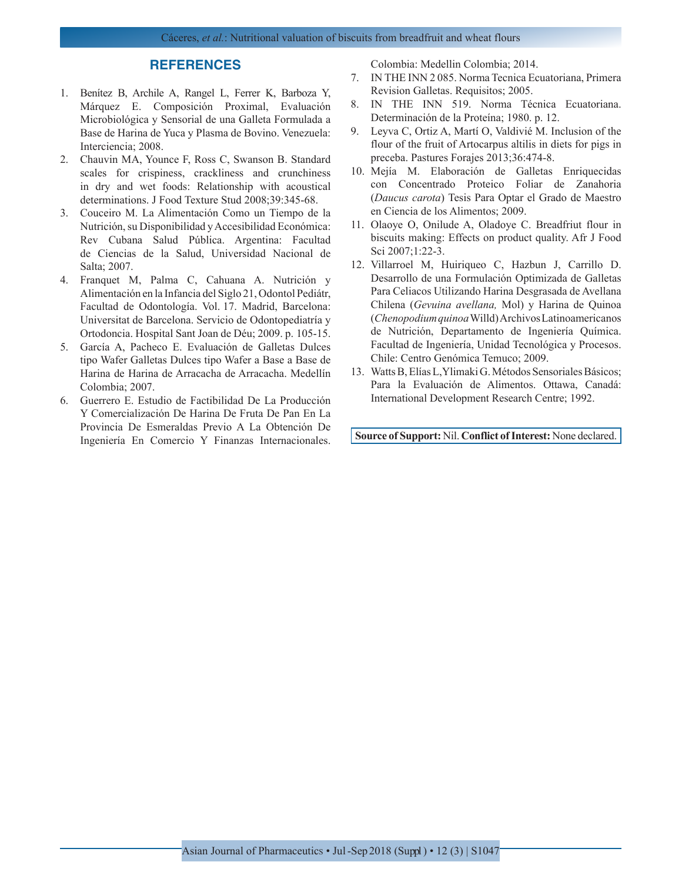## REFERENCES

1. Benítez B, Archile A, Rangel L, Ferrer K, Barboza Y, Márquez E. Composición Proximal, Evaluación Microbiológica y Sensorial de una Galleta Formulada a Base de Harina de Yuca y Plasma de Bovino. Venezuela: Interciencia; 2008.
2. Chauvin MA, Younce F, Ross C, Swanson B. Standard scales for crispiness, crackliness and crunchiness in dry and wet foods: Relationship with acoustical determinations. J Food Texture Stud 2008;39:345-68.
3. Couceiro M. La Alimentación Como un Tiempo de la Nutrición, su Disponibilidad y Accesibilidad Económica: Rev Cubana Salud Pública. Argentina: Facultad de Ciencias de la Salud, Universidad Nacional de Salta; 2007.
4. Franquet M, Palma C, Cahuana A. Nutrición y Alimentación en la Infancia del Siglo 21, Odontol Pediátr, Facultad de Odontología. Vol. 17. Madrid, Barcelona: Universitat de Barcelona. Servicio de Odontopediatría y Ortodoncia. Hospital Sant Joan de Déu; 2009. p. 105-15.
5. García A, Pacheco E. Evaluación de Galletas Dulces tipo Wafer Galletas Dulces tipo Wafer a Base a Base de Harina de Harina de Arracacha de Arracacha. Medellín Colombia; 2007.
6. Guerrero E. Estudio de Factibilidad De La Producción Y Comercialización De Harina De Fruta De Pan En La Provincia De Esmeraldas Previo A La Obtención De Ingeniería En Comercio Y Finanzas Internacionales. Colombia: Medellin Colombia; 2014.
7. IN THE INN 2 085. Norma Tecnica Ecuatoriana, Primera Revision Galletas. Requisitos; 2005.
8. IN THE INN 519. Norma Técnica Ecuatoriana. Determinación de la Proteína; 1980. p. 12.
9. Leyva C, Ortiz A, Martí O, Valdivié M. Inclusion of the flour of the fruit of Artocarpus altilis in diets for pigs in preceba. Pastures Forajes 2013;36:474-8.
10. Mejía M. Elaboración de Galletas Enriquecidas con Concentrado Proteico Foliar de Zanahoria (*Daucus carota*) Tesis Para Optar el Grado de Maestro en Ciencia de los Alimentos; 2009.
11. Olaoye O, Onilude A, Oladoye C. Breadfriut flour in biscuits making: Effects on product quality. Afr J Food Sci 2007;1:22-3.
12. Villarroel M, Huiriqueo C, Hazbun J, Carrillo D. Desarrollo de una Formulación Optimizada de Galletas Para Celiacos Utilizando Harina Desgrasada de Avellana Chilena (*Gevuina avellana,* Mol) y Harina de Quinoa (*Chenopodium quinoa* Willd) Archivos Latinoamericanos de Nutrición, Departamento de Ingeniería Química. Facultad de Ingeniería, Unidad Tecnológica y Procesos. Chile: Centro Genómica Temuco; 2009.
13. Watts B, Elías L, Ylimaki G. Métodos Sensoriales Básicos; Para la Evaluación de Alimentos. Ottawa, Canadá: International Development Research Centre; 1992.

**Source of Support:** Nil. **Conflict of Interest:** None declared.